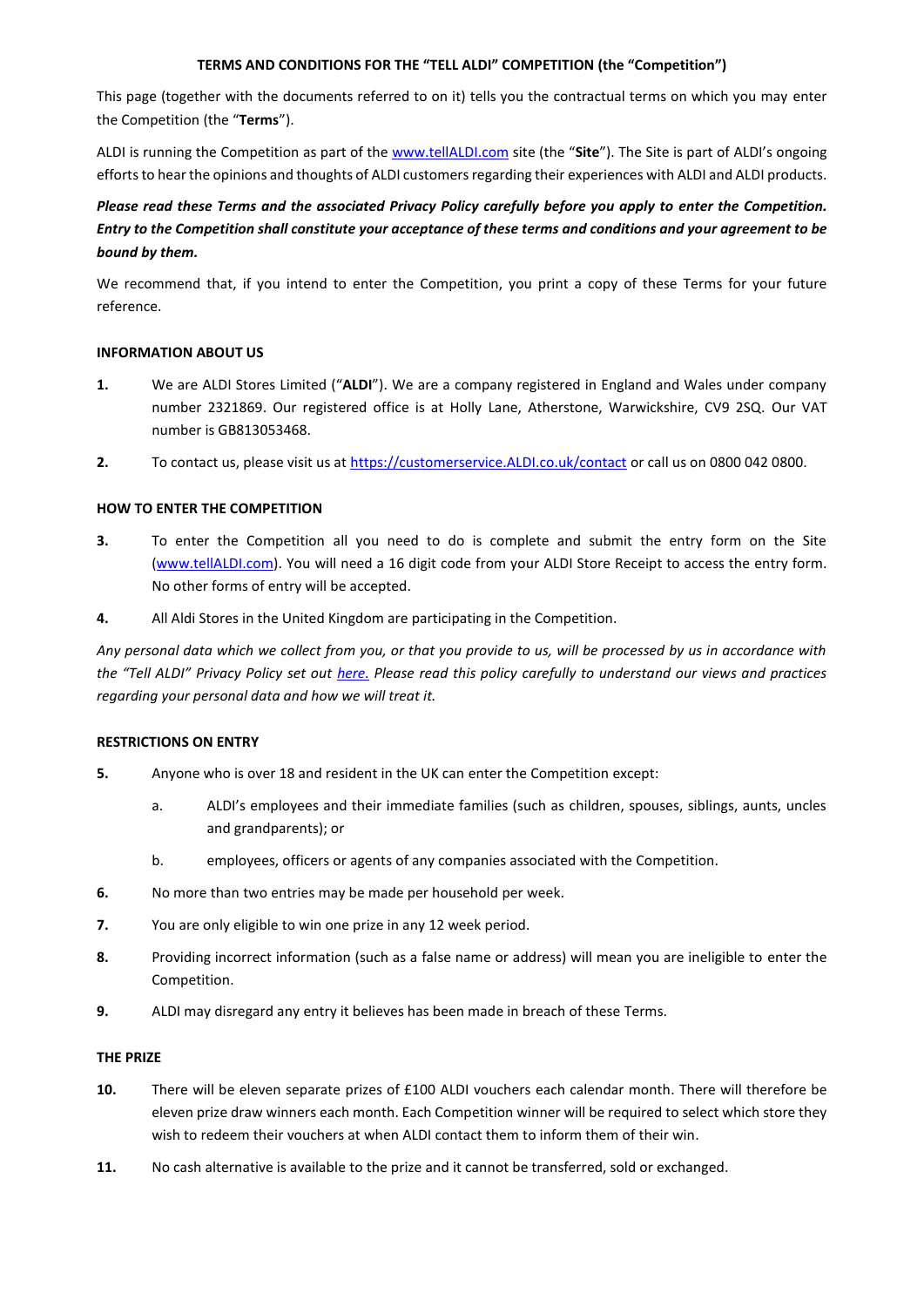# TERMS AND CONDITIONS FOR THE "TELL ALDI" COMPETITION (the "Competition")

This page (together with the documents referred to on it) tells you the contractual terms on which you may enter the Competition (the "**Terms**").

ALDI is running the Competition as part of the www.tellALDI.com site (the "**Site**"). The Site is part of ALDI's ongoing efforts to hear the opinions and thoughts of ALDI customers regarding their experiences with ALDI and ALDI products.

***Please read these Terms and the associated Privacy Policy carefully before you apply to enter the Competition. Entry to the Competition shall constitute your acceptance of these terms and conditions and your agreement to be bound by them.***

We recommend that, if you intend to enter the Competition, you print a copy of these Terms for your future reference.

## INFORMATION ABOUT US

**1.** We are ALDI Stores Limited ("**ALDI**"). We are a company registered in England and Wales under company number 2321869. Our registered office is at Holly Lane, Atherstone, Warwickshire, CV9 2SQ. Our VAT number is GB813053468.

**2.** To contact us, please visit us at https://customerservice.ALDI.co.uk/contact or call us on 0800 042 0800.

## HOW TO ENTER THE COMPETITION

**3.** To enter the Competition all you need to do is complete and submit the entry form on the Site (www.tellALDI.com). You will need a 16 digit code from your ALDI Store Receipt to access the entry form. No other forms of entry will be accepted.

**4.** All Aldi Stores in the United Kingdom are participating in the Competition.

*Any personal data which we collect from you, or that you provide to us, will be processed by us in accordance with the "Tell ALDI" Privacy Policy set out here. Please read this policy carefully to understand our views and practices regarding your personal data and how we will treat it.*

## RESTRICTIONS ON ENTRY

**5.** Anyone who is over 18 and resident in the UK can enter the Competition except:

   a. ALDI's employees and their immediate families (such as children, spouses, siblings, aunts, uncles and grandparents); or

   b. employees, officers or agents of any companies associated with the Competition.

**6.** No more than two entries may be made per household per week.

**7.** You are only eligible to win one prize in any 12 week period.

**8.** Providing incorrect information (such as a false name or address) will mean you are ineligible to enter the Competition.

**9.** ALDI may disregard any entry it believes has been made in breach of these Terms.

## THE PRIZE

**10.** There will be eleven separate prizes of £100 ALDI vouchers each calendar month. There will therefore be eleven prize draw winners each month. Each Competition winner will be required to select which store they wish to redeem their vouchers at when ALDI contact them to inform them of their win.

**11.** No cash alternative is available to the prize and it cannot be transferred, sold or exchanged.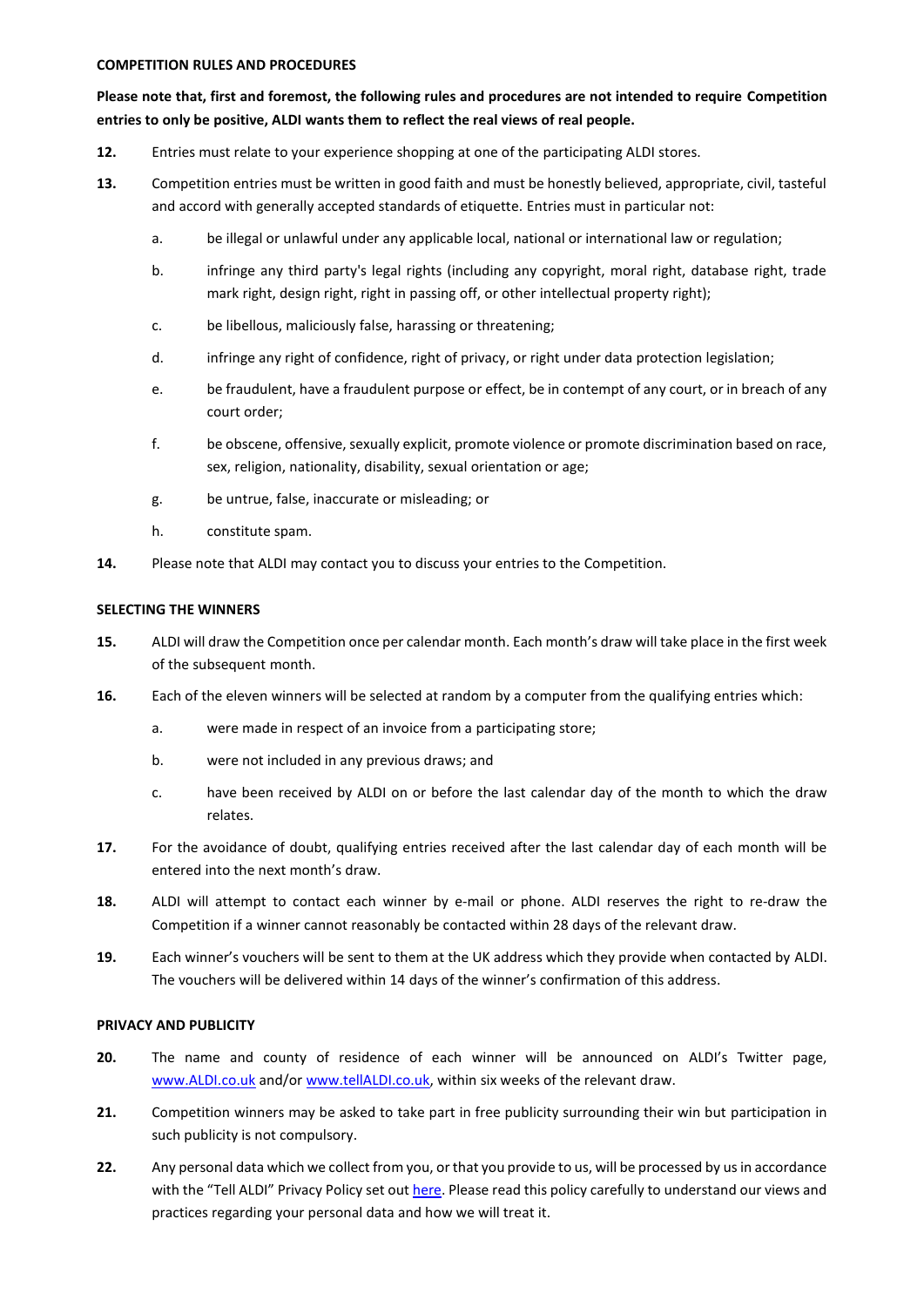#### COMPETITION RULES AND PROCEDURES

**Please note that, first and foremost, the following rules and procedures are not intended to require Competition entries to only be positive, ALDI wants them to reflect the real views of real people.**

**12.** Entries must relate to your experience shopping at one of the participating ALDI stores.

**13.** Competition entries must be written in good faith and must be honestly believed, appropriate, civil, tasteful and accord with generally accepted standards of etiquette. Entries must in particular not:

   a. be illegal or unlawful under any applicable local, national or international law or regulation;

   b. infringe any third party's legal rights (including any copyright, moral right, database right, trade mark right, design right, right in passing off, or other intellectual property right);

   c. be libellous, maliciously false, harassing or threatening;

   d. infringe any right of confidence, right of privacy, or right under data protection legislation;

   e. be fraudulent, have a fraudulent purpose or effect, be in contempt of any court, or in breach of any court order;

   f. be obscene, offensive, sexually explicit, promote violence or promote discrimination based on race, sex, religion, nationality, disability, sexual orientation or age;

   g. be untrue, false, inaccurate or misleading; or

   h. constitute spam.

**14.** Please note that ALDI may contact you to discuss your entries to the Competition.

#### SELECTING THE WINNERS

**15.** ALDI will draw the Competition once per calendar month. Each month's draw will take place in the first week of the subsequent month.

**16.** Each of the eleven winners will be selected at random by a computer from the qualifying entries which:

   a. were made in respect of an invoice from a participating store;

   b. were not included in any previous draws; and

   c. have been received by ALDI on or before the last calendar day of the month to which the draw relates.

**17.** For the avoidance of doubt, qualifying entries received after the last calendar day of each month will be entered into the next month's draw.

**18.** ALDI will attempt to contact each winner by e-mail or phone. ALDI reserves the right to re-draw the Competition if a winner cannot reasonably be contacted within 28 days of the relevant draw.

**19.** Each winner's vouchers will be sent to them at the UK address which they provide when contacted by ALDI. The vouchers will be delivered within 14 days of the winner's confirmation of this address.

#### PRIVACY AND PUBLICITY

**20.** The name and county of residence of each winner will be announced on ALDI's Twitter page, www.ALDI.co.uk and/or www.tellALDI.co.uk, within six weeks of the relevant draw.

**21.** Competition winners may be asked to take part in free publicity surrounding their win but participation in such publicity is not compulsory.

**22.** Any personal data which we collect from you, or that you provide to us, will be processed by us in accordance with the "Tell ALDI" Privacy Policy set out here. Please read this policy carefully to understand our views and practices regarding your personal data and how we will treat it.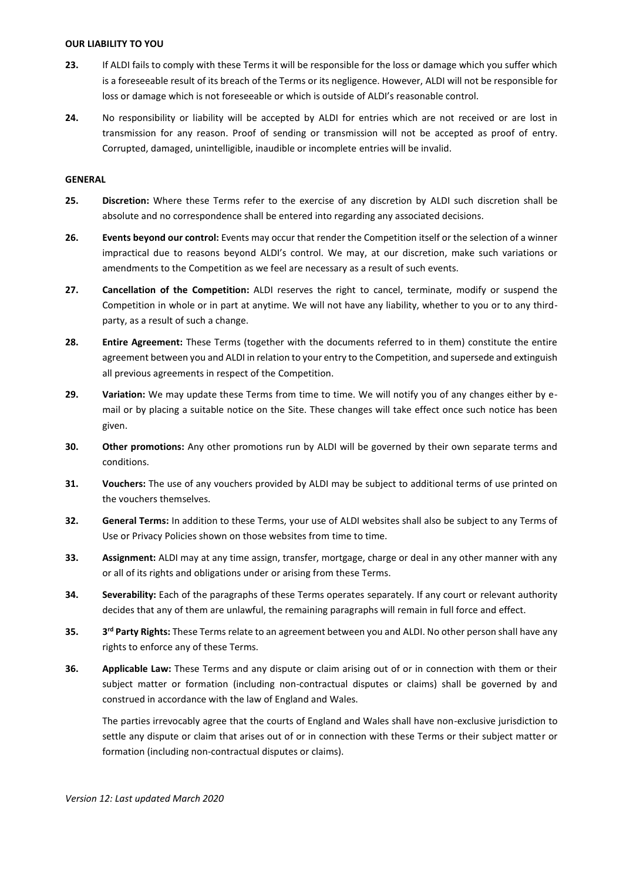**OUR LIABILITY TO YOU**

**23.** If ALDI fails to comply with these Terms it will be responsible for the loss or damage which you suffer which is a foreseeable result of its breach of the Terms or its negligence. However, ALDI will not be responsible for loss or damage which is not foreseeable or which is outside of ALDI's reasonable control.

**24.** No responsibility or liability will be accepted by ALDI for entries which are not received or are lost in transmission for any reason. Proof of sending or transmission will not be accepted as proof of entry. Corrupted, damaged, unintelligible, inaudible or incomplete entries will be invalid.

**GENERAL**

**25.** **Discretion:** Where these Terms refer to the exercise of any discretion by ALDI such discretion shall be absolute and no correspondence shall be entered into regarding any associated decisions.

**26.** **Events beyond our control:** Events may occur that render the Competition itself or the selection of a winner impractical due to reasons beyond ALDI's control. We may, at our discretion, make such variations or amendments to the Competition as we feel are necessary as a result of such events.

**27.** **Cancellation of the Competition:** ALDI reserves the right to cancel, terminate, modify or suspend the Competition in whole or in part at anytime. We will not have any liability, whether to you or to any third-party, as a result of such a change.

**28.** **Entire Agreement:** These Terms (together with the documents referred to in them) constitute the entire agreement between you and ALDI in relation to your entry to the Competition, and supersede and extinguish all previous agreements in respect of the Competition.

**29.** **Variation:** We may update these Terms from time to time. We will notify you of any changes either by e-mail or by placing a suitable notice on the Site. These changes will take effect once such notice has been given.

**30.** **Other promotions:** Any other promotions run by ALDI will be governed by their own separate terms and conditions.

**31.** **Vouchers:** The use of any vouchers provided by ALDI may be subject to additional terms of use printed on the vouchers themselves.

**32.** **General Terms:** In addition to these Terms, your use of ALDI websites shall also be subject to any Terms of Use or Privacy Policies shown on those websites from time to time.

**33.** **Assignment:** ALDI may at any time assign, transfer, mortgage, charge or deal in any other manner with any or all of its rights and obligations under or arising from these Terms.

**34.** **Severability:** Each of the paragraphs of these Terms operates separately. If any court or relevant authority decides that any of them are unlawful, the remaining paragraphs will remain in full force and effect.

**35.** **3rd Party Rights:** These Terms relate to an agreement between you and ALDI. No other person shall have any rights to enforce any of these Terms.

**36.** **Applicable Law:** These Terms and any dispute or claim arising out of or in connection with them or their subject matter or formation (including non-contractual disputes or claims) shall be governed by and construed in accordance with the law of England and Wales.

The parties irrevocably agree that the courts of England and Wales shall have non-exclusive jurisdiction to settle any dispute or claim that arises out of or in connection with these Terms or their subject matter or formation (including non-contractual disputes or claims).

*Version 12: Last updated March 2020*